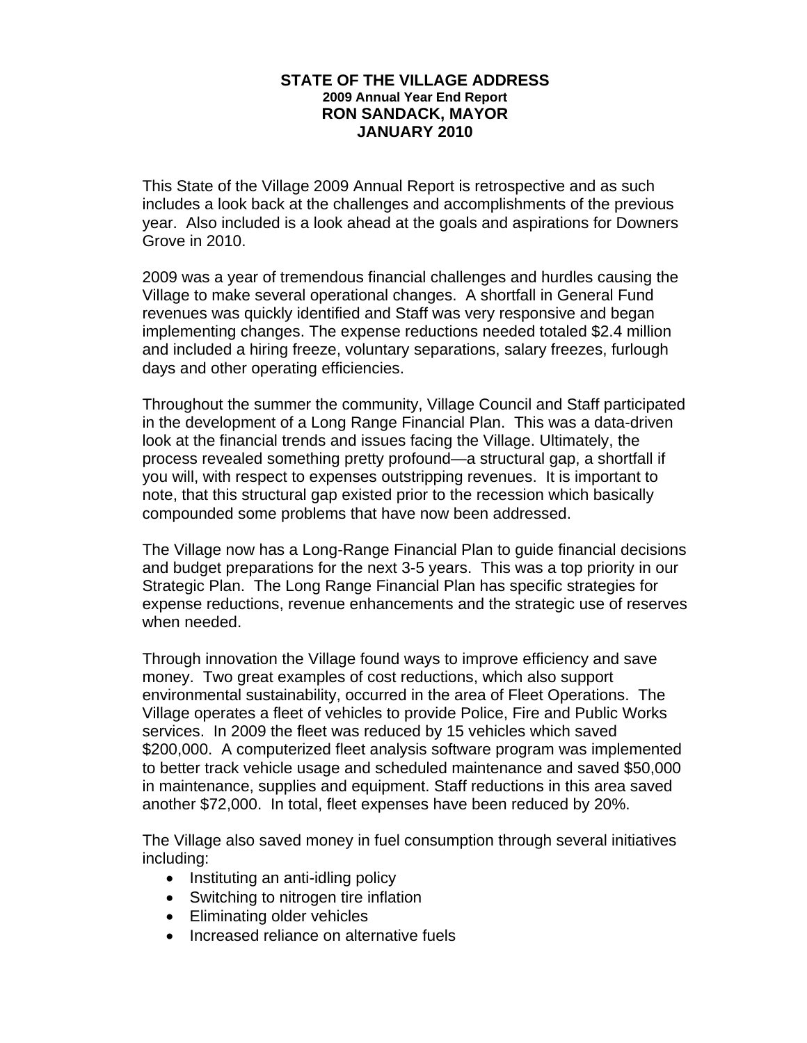# STATE OF THE VILLAGE ADDRESS

### 2009 Annual Year End Report

## RON SANDACK, MAYOR

## JANUARY 2010

This State of the Village 2009 Annual Report is retrospective and as such includes a look back at the challenges and accomplishments of the previous year. Also included is a look ahead at the goals and aspirations for Downers Grove in 2010.

2009 was a year of tremendous financial challenges and hurdles causing the Village to make several operational changes. A shortfall in General Fund revenues was quickly identified and Staff was very responsive and began implementing changes. The expense reductions needed totaled $2.4 million and included a hiring freeze, voluntary separations, salary freezes, furlough days and other operating efficiencies.

Throughout the summer the community, Village Council and Staff participated in the development of a Long Range Financial Plan. This was a data-driven look at the financial trends and issues facing the Village. Ultimately, the process revealed something pretty profound—a structural gap, a shortfall if you will, with respect to expenses outstripping revenues. It is important to note, that this structural gap existed prior to the recession which basically compounded some problems that have now been addressed.

The Village now has a Long-Range Financial Plan to guide financial decisions and budget preparations for the next 3-5 years. This was a top priority in our Strategic Plan. The Long Range Financial Plan has specific strategies for expense reductions, revenue enhancements and the strategic use of reserves when needed.

Through innovation the Village found ways to improve efficiency and save money. Two great examples of cost reductions, which also support environmental sustainability, occurred in the area of Fleet Operations. The Village operates a fleet of vehicles to provide Police, Fire and Public Works services. In 2009 the fleet was reduced by 15 vehicles which saved $200,000. A computerized fleet analysis software program was implemented to better track vehicle usage and scheduled maintenance and saved $50,000 in maintenance, supplies and equipment. Staff reductions in this area saved another $72,000. In total, fleet expenses have been reduced by 20%.

The Village also saved money in fuel consumption through several initiatives including:

- Instituting an anti-idling policy
- Switching to nitrogen tire inflation
- Eliminating older vehicles
- Increased reliance on alternative fuels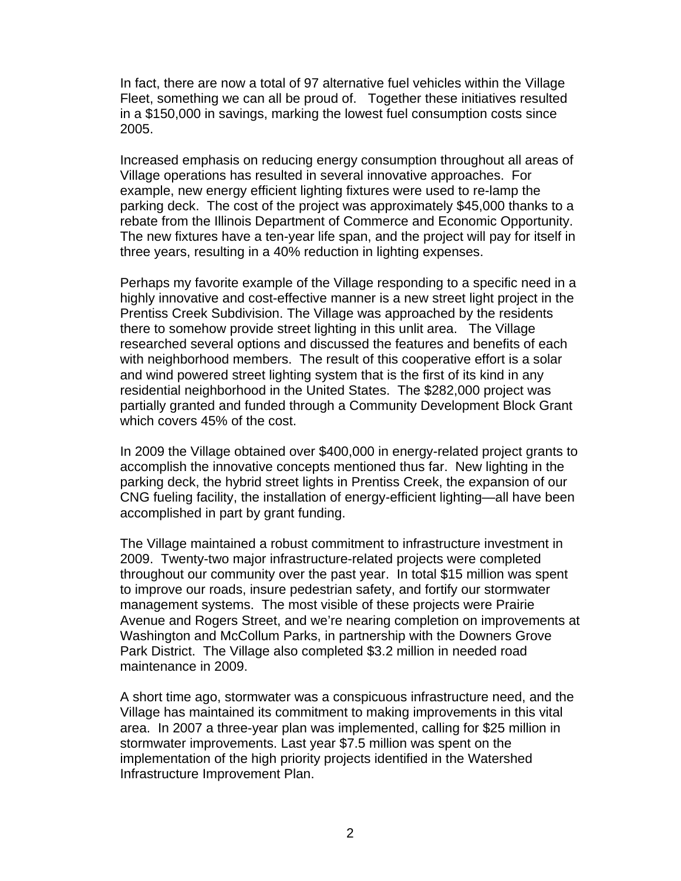In fact, there are now a total of 97 alternative fuel vehicles within the Village Fleet, something we can all be proud of. Together these initiatives resulted in a $150,000 in savings, marking the lowest fuel consumption costs since 2005.

Increased emphasis on reducing energy consumption throughout all areas of Village operations has resulted in several innovative approaches. For example, new energy efficient lighting fixtures were used to re-lamp the parking deck. The cost of the project was approximately $45,000 thanks to a rebate from the Illinois Department of Commerce and Economic Opportunity. The new fixtures have a ten-year life span, and the project will pay for itself in three years, resulting in a 40% reduction in lighting expenses.

Perhaps my favorite example of the Village responding to a specific need in a highly innovative and cost-effective manner is a new street light project in the Prentiss Creek Subdivision. The Village was approached by the residents there to somehow provide street lighting in this unlit area. The Village researched several options and discussed the features and benefits of each with neighborhood members. The result of this cooperative effort is a solar and wind powered street lighting system that is the first of its kind in any residential neighborhood in the United States. The $282,000 project was partially granted and funded through a Community Development Block Grant which covers 45% of the cost.

In 2009 the Village obtained over $400,000 in energy-related project grants to accomplish the innovative concepts mentioned thus far. New lighting in the parking deck, the hybrid street lights in Prentiss Creek, the expansion of our CNG fueling facility, the installation of energy-efficient lighting—all have been accomplished in part by grant funding.

The Village maintained a robust commitment to infrastructure investment in 2009. Twenty-two major infrastructure-related projects were completed throughout our community over the past year. In total $15 million was spent to improve our roads, insure pedestrian safety, and fortify our stormwater management systems. The most visible of these projects were Prairie Avenue and Rogers Street, and we're nearing completion on improvements at Washington and McCollum Parks, in partnership with the Downers Grove Park District. The Village also completed $3.2 million in needed road maintenance in 2009.

A short time ago, stormwater was a conspicuous infrastructure need, and the Village has maintained its commitment to making improvements in this vital area. In 2007 a three-year plan was implemented, calling for $25 million in stormwater improvements. Last year $7.5 million was spent on the implementation of the high priority projects identified in the Watershed Infrastructure Improvement Plan.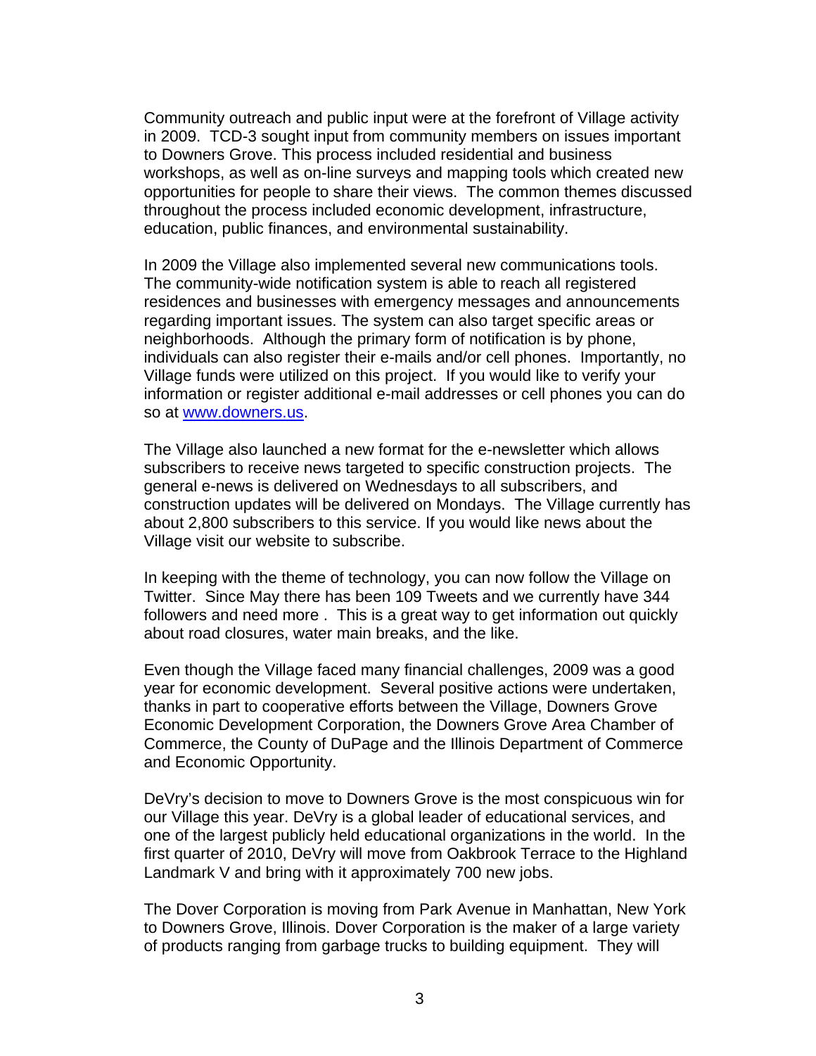Community outreach and public input were at the forefront of Village activity in 2009. TCD-3 sought input from community members on issues important to Downers Grove. This process included residential and business workshops, as well as on-line surveys and mapping tools which created new opportunities for people to share their views. The common themes discussed throughout the process included economic development, infrastructure, education, public finances, and environmental sustainability.

In 2009 the Village also implemented several new communications tools. The community-wide notification system is able to reach all registered residences and businesses with emergency messages and announcements regarding important issues. The system can also target specific areas or neighborhoods. Although the primary form of notification is by phone, individuals can also register their e-mails and/or cell phones. Importantly, no Village funds were utilized on this project. If you would like to verify your information or register additional e-mail addresses or cell phones you can do so at [www.downers.us](http://www.downers.us).

The Village also launched a new format for the e-newsletter which allows subscribers to receive news targeted to specific construction projects. The general e-news is delivered on Wednesdays to all subscribers, and construction updates will be delivered on Mondays. The Village currently has about 2,800 subscribers to this service. If you would like news about the Village visit our website to subscribe.

In keeping with the theme of technology, you can now follow the Village on Twitter. Since May there has been 109 Tweets and we currently have 344 followers and need more . This is a great way to get information out quickly about road closures, water main breaks, and the like.

Even though the Village faced many financial challenges, 2009 was a good year for economic development. Several positive actions were undertaken, thanks in part to cooperative efforts between the Village, Downers Grove Economic Development Corporation, the Downers Grove Area Chamber of Commerce, the County of DuPage and the Illinois Department of Commerce and Economic Opportunity.

DeVry's decision to move to Downers Grove is the most conspicuous win for our Village this year. DeVry is a global leader of educational services, and one of the largest publicly held educational organizations in the world. In the first quarter of 2010, DeVry will move from Oakbrook Terrace to the Highland Landmark V and bring with it approximately 700 new jobs.

The Dover Corporation is moving from Park Avenue in Manhattan, New York to Downers Grove, Illinois. Dover Corporation is the maker of a large variety of products ranging from garbage trucks to building equipment. They will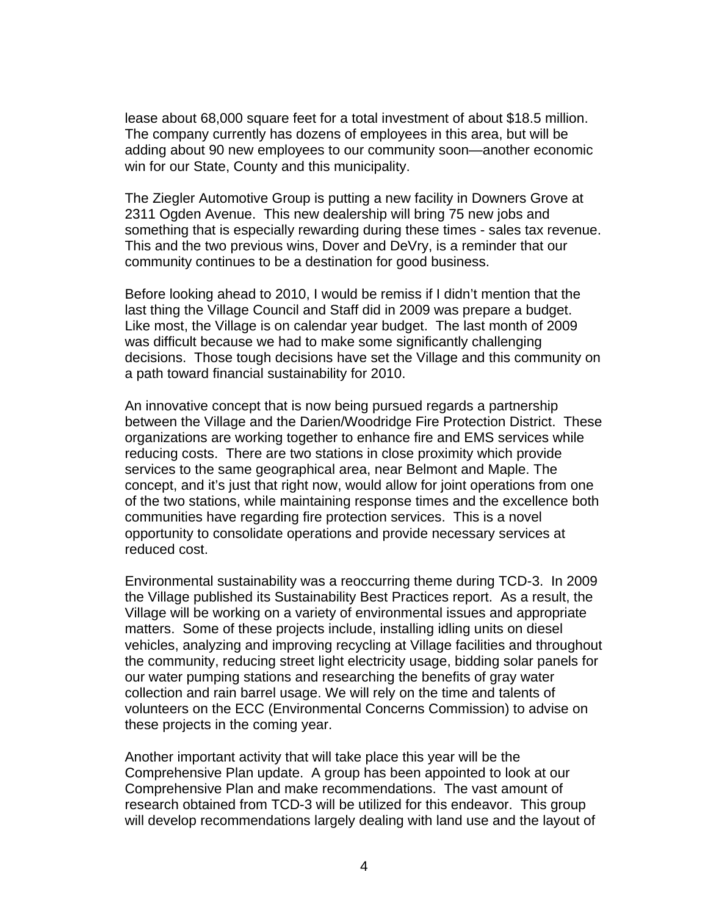lease about 68,000 square feet for a total investment of about $18.5 million. The company currently has dozens of employees in this area, but will be adding about 90 new employees to our community soon—another economic win for our State, County and this municipality.

The Ziegler Automotive Group is putting a new facility in Downers Grove at 2311 Ogden Avenue. This new dealership will bring 75 new jobs and something that is especially rewarding during these times - sales tax revenue. This and the two previous wins, Dover and DeVry, is a reminder that our community continues to be a destination for good business.

Before looking ahead to 2010, I would be remiss if I didn't mention that the last thing the Village Council and Staff did in 2009 was prepare a budget. Like most, the Village is on calendar year budget. The last month of 2009 was difficult because we had to make some significantly challenging decisions. Those tough decisions have set the Village and this community on a path toward financial sustainability for 2010.

An innovative concept that is now being pursued regards a partnership between the Village and the Darien/Woodridge Fire Protection District. These organizations are working together to enhance fire and EMS services while reducing costs. There are two stations in close proximity which provide services to the same geographical area, near Belmont and Maple. The concept, and it's just that right now, would allow for joint operations from one of the two stations, while maintaining response times and the excellence both communities have regarding fire protection services. This is a novel opportunity to consolidate operations and provide necessary services at reduced cost.

Environmental sustainability was a reoccurring theme during TCD-3. In 2009 the Village published its Sustainability Best Practices report. As a result, the Village will be working on a variety of environmental issues and appropriate matters. Some of these projects include, installing idling units on diesel vehicles, analyzing and improving recycling at Village facilities and throughout the community, reducing street light electricity usage, bidding solar panels for our water pumping stations and researching the benefits of gray water collection and rain barrel usage. We will rely on the time and talents of volunteers on the ECC (Environmental Concerns Commission) to advise on these projects in the coming year.

Another important activity that will take place this year will be the Comprehensive Plan update. A group has been appointed to look at our Comprehensive Plan and make recommendations. The vast amount of research obtained from TCD-3 will be utilized for this endeavor. This group will develop recommendations largely dealing with land use and the layout of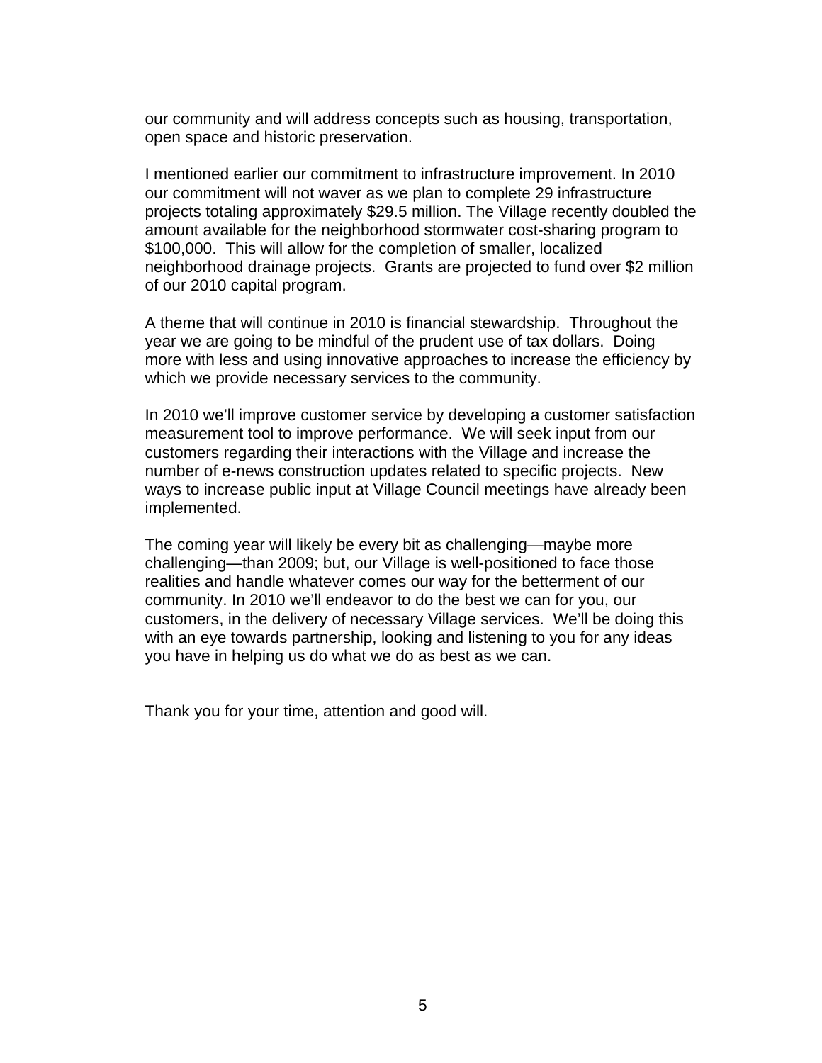our community and will address concepts such as housing, transportation, open space and historic preservation.

I mentioned earlier our commitment to infrastructure improvement. In 2010 our commitment will not waver as we plan to complete 29 infrastructure projects totaling approximately $29.5 million. The Village recently doubled the amount available for the neighborhood stormwater cost-sharing program to $100,000. This will allow for the completion of smaller, localized neighborhood drainage projects. Grants are projected to fund over $2 million of our 2010 capital program.

A theme that will continue in 2010 is financial stewardship. Throughout the year we are going to be mindful of the prudent use of tax dollars. Doing more with less and using innovative approaches to increase the efficiency by which we provide necessary services to the community.

In 2010 we'll improve customer service by developing a customer satisfaction measurement tool to improve performance. We will seek input from our customers regarding their interactions with the Village and increase the number of e-news construction updates related to specific projects. New ways to increase public input at Village Council meetings have already been implemented.

The coming year will likely be every bit as challenging—maybe more challenging—than 2009; but, our Village is well-positioned to face those realities and handle whatever comes our way for the betterment of our community. In 2010 we'll endeavor to do the best we can for you, our customers, in the delivery of necessary Village services. We'll be doing this with an eye towards partnership, looking and listening to you for any ideas you have in helping us do what we do as best as we can.

Thank you for your time, attention and good will.